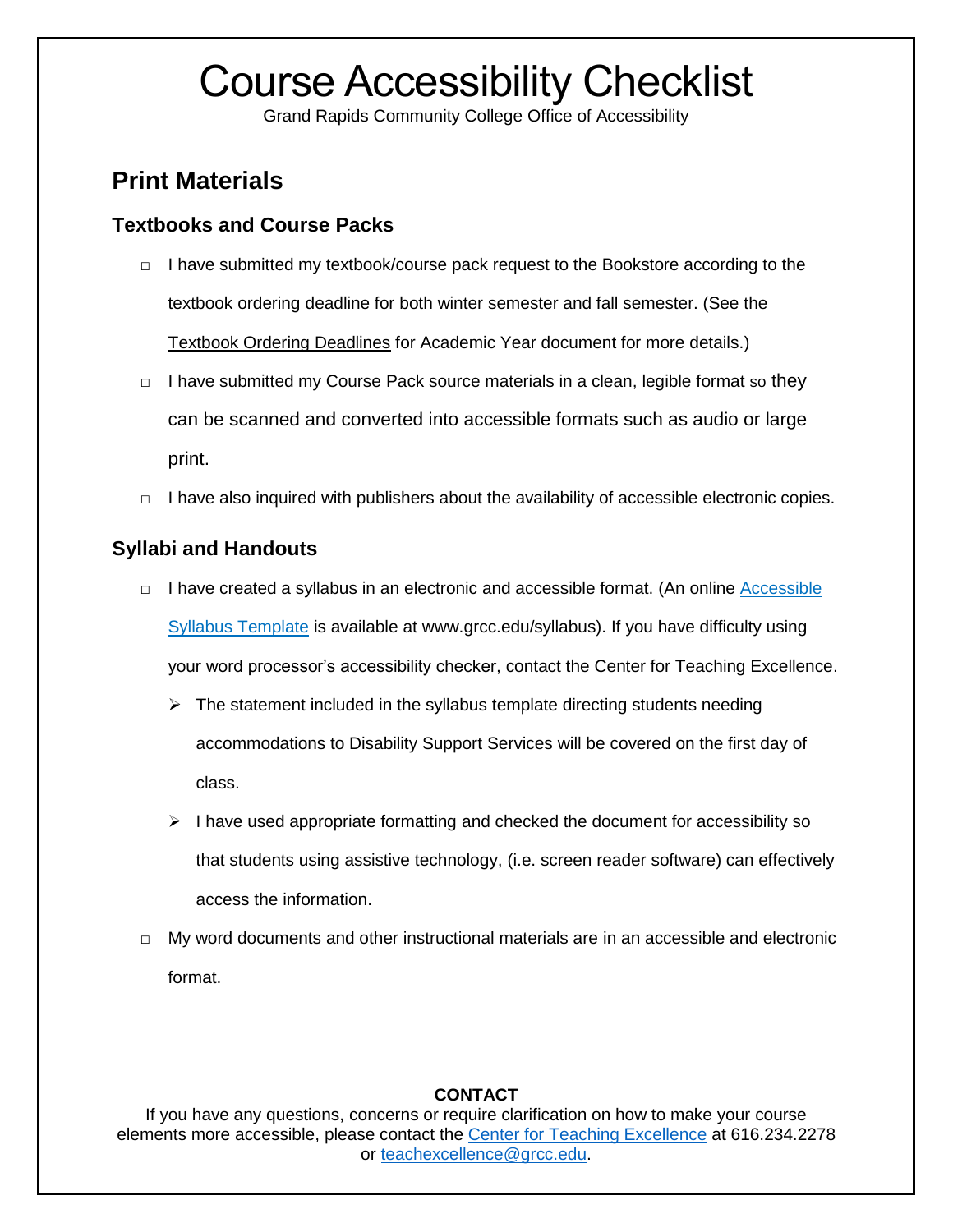# Course Accessibility Checklist

Grand Rapids Community College Office of Accessibility

## Print Materials

### Textbooks and Course Packs

- □ I have submitted my textbook/course pack request to the Bookstore according to the textbook ordering deadline for both winter semester and fall semester. (See the Textbook Ordering Deadlines for Academic Year document for more details.)
- □ I have submitted my Course Pack source materials in a clean, legible format so they can be scanned and converted into accessible formats such as audio or large print.
- □ I have also inquired with publishers about the availability of accessible electronic copies.

### Syllabi and Handouts

- □ I have created a syllabus in an electronic and accessible format. (An online Accessible Syllabus Template is available at www.grcc.edu/syllabus). If you have difficulty using your word processor's accessibility checker, contact the Center for Teaching Excellence.
  - ➢ The statement included in the syllabus template directing students needing accommodations to Disability Support Services will be covered on the first day of class.
  - ➢ I have used appropriate formatting and checked the document for accessibility so that students using assistive technology, (i.e. screen reader software) can effectively access the information.
- □ My word documents and other instructional materials are in an accessible and electronic format.

**CONTACT**

If you have any questions, concerns or require clarification on how to make your course elements more accessible, please contact the Center for Teaching Excellence at 616.234.2278 or teachexcellence@grcc.edu.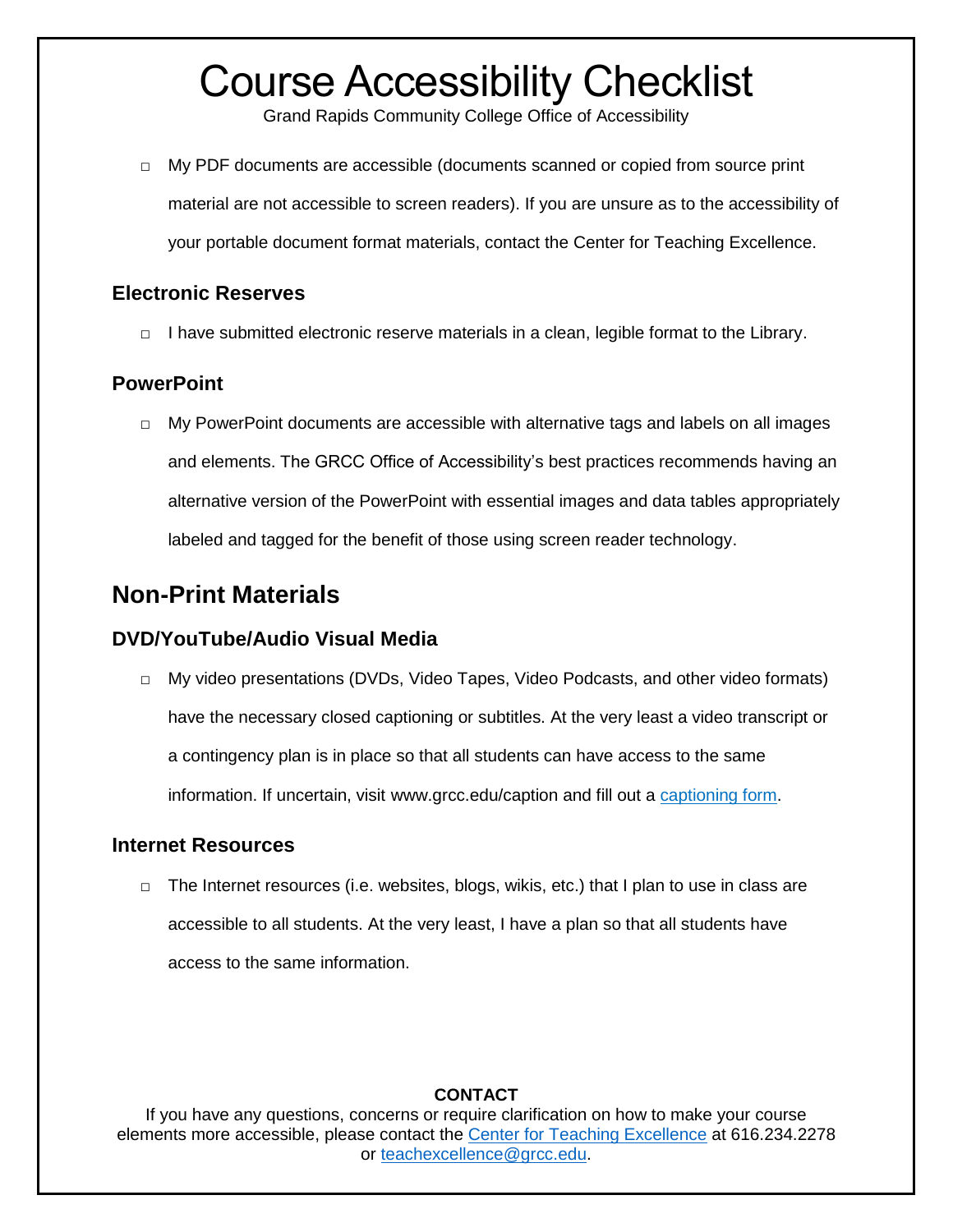# Course Accessibility Checklist

Grand Rapids Community College Office of Accessibility

- □ My PDF documents are accessible (documents scanned or copied from source print material are not accessible to screen readers). If you are unsure as to the accessibility of your portable document format materials, contact the Center for Teaching Excellence.

### Electronic Reserves

- □ I have submitted electronic reserve materials in a clean, legible format to the Library.

### PowerPoint

- □ My PowerPoint documents are accessible with alternative tags and labels on all images and elements. The GRCC Office of Accessibility's best practices recommends having an alternative version of the PowerPoint with essential images and data tables appropriately labeled and tagged for the benefit of those using screen reader technology.

## Non-Print Materials

### DVD/YouTube/Audio Visual Media

- □ My video presentations (DVDs, Video Tapes, Video Podcasts, and other video formats) have the necessary closed captioning or subtitles. At the very least a video transcript or a contingency plan is in place so that all students can have access to the same information. If uncertain, visit www.grcc.edu/caption and fill out a captioning form.

### Internet Resources

- □ The Internet resources (i.e. websites, blogs, wikis, etc.) that I plan to use in class are accessible to all students. At the very least, I have a plan so that all students have access to the same information.

**CONTACT**

If you have any questions, concerns or require clarification on how to make your course elements more accessible, please contact the Center for Teaching Excellence at 616.234.2278 or teachexcellence@grcc.edu.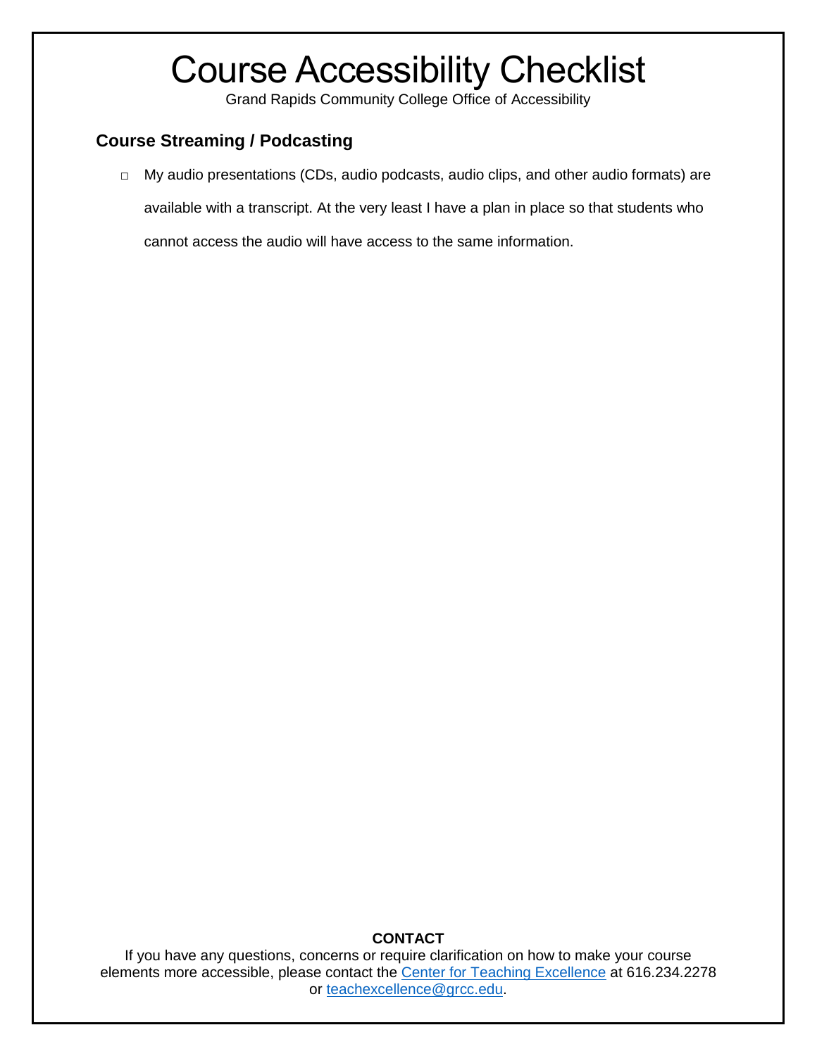# Course Accessibility Checklist

Grand Rapids Community College Office of Accessibility

## Course Streaming / Podcasting

- ☐ My audio presentations (CDs, audio podcasts, audio clips, and other audio formats) are available with a transcript. At the very least I have a plan in place so that students who cannot access the audio will have access to the same information.

**CONTACT**

If you have any questions, concerns or require clarification on how to make your course elements more accessible, please contact the Center for Teaching Excellence at 616.234.2278 or teachexcellence@grcc.edu.